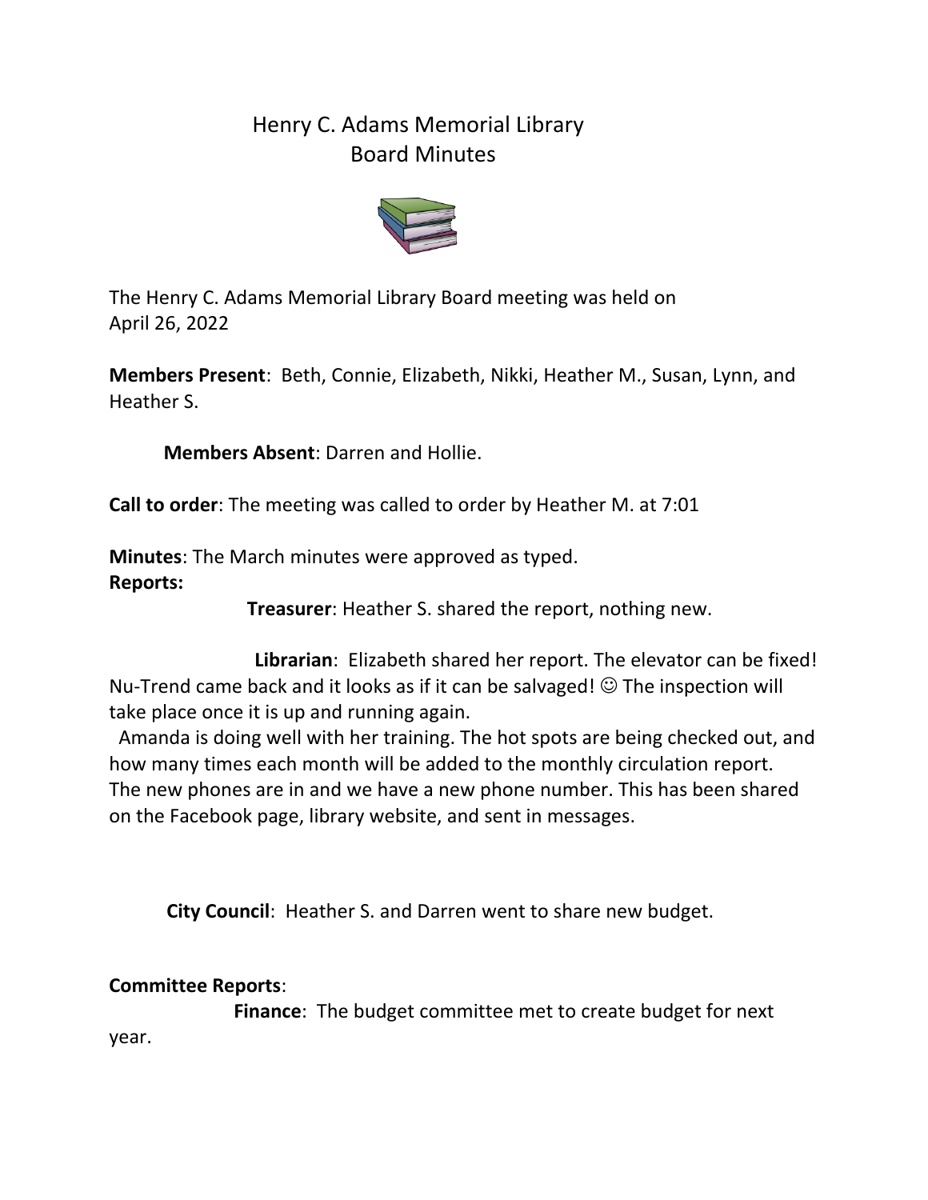# Henry C. Adams Memorial Library
## Board Minutes

The Henry C. Adams Memorial Library Board meeting was held on April 26, 2022

**Members Present**: Beth, Connie, Elizabeth, Nikki, Heather M., Susan, Lynn, and Heather S.

**Members Absent**: Darren and Hollie.

**Call to order**: The meeting was called to order by Heather M. at 7:01

**Minutes**: The March minutes were approved as typed.

**Reports:**

**Treasurer**: Heather S. shared the report, nothing new.

**Librarian**: Elizabeth shared her report. The elevator can be fixed! Nu-Trend came back and it looks as if it can be salvaged! ☺ The inspection will take place once it is up and running again.

Amanda is doing well with her training. The hot spots are being checked out, and how many times each month will be added to the monthly circulation report. The new phones are in and we have a new phone number. This has been shared on the Facebook page, library website, and sent in messages.

**City Council**: Heather S. and Darren went to share new budget.

**Committee Reports**:

**Finance**: The budget committee met to create budget for next year.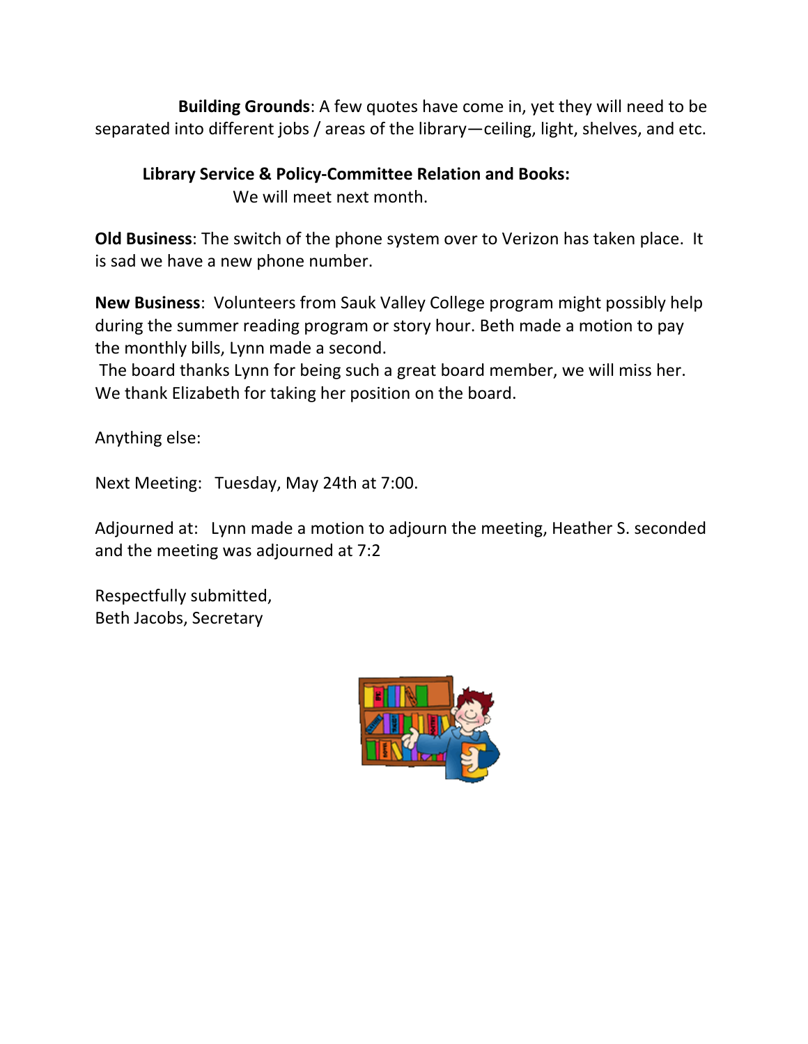**Building Grounds**: A few quotes have come in, yet they will need to be separated into different jobs / areas of the library—ceiling, light, shelves, and etc.

**Library Service & Policy-Committee Relation and Books:**
We will meet next month.

**Old Business**: The switch of the phone system over to Verizon has taken place. It is sad we have a new phone number.

**New Business**: Volunteers from Sauk Valley College program might possibly help during the summer reading program or story hour. Beth made a motion to pay the monthly bills, Lynn made a second.
The board thanks Lynn for being such a great board member, we will miss her. We thank Elizabeth for taking her position on the board.

Anything else:

Next Meeting: Tuesday, May 24th at 7:00.

Adjourned at: Lynn made a motion to adjourn the meeting, Heather S. seconded and the meeting was adjourned at 7:2

Respectfully submitted,
Beth Jacobs, Secretary